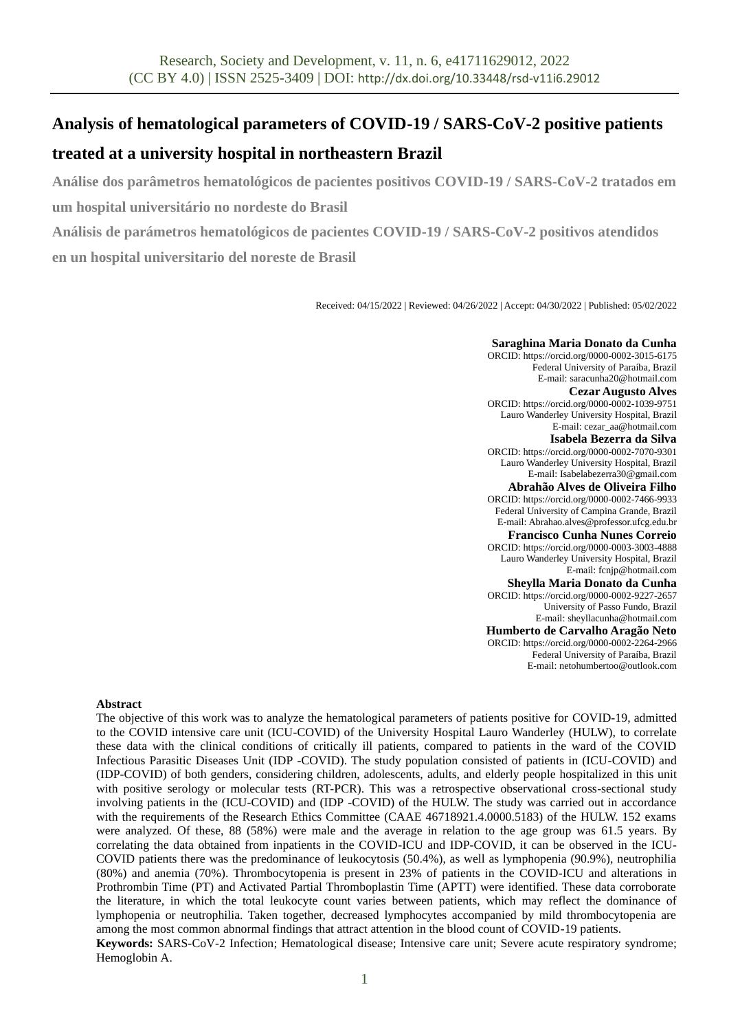# Analysis of hematological parameters of COVID-19 / SARS-CoV-2 positive patients treated at a university hospital in northeastern Brazil

**Análise dos parâmetros hematológicos de pacientes positivos COVID-19 / SARS-CoV-2 tratados em um hospital universitário no nordeste do Brasil**

**Análisis de parámetros hematológicos de pacientes COVID-19 / SARS-CoV-2 positivos atendidos en un hospital universitario del noreste de Brasil**

Received: 04/15/2022 | Reviewed: 04/26/2022 | Accept: 04/30/2022 | Published: 05/02/2022

**Saraghina Maria Donato da Cunha**
ORCID: https://orcid.org/0000-0002-3015-6175
Federal University of Paraíba, Brazil
E-mail: saracunha20@hotmail.com

**Cezar Augusto Alves**
ORCID: https://orcid.org/0000-0002-1039-9751
Lauro Wanderley University Hospital, Brazil
E-mail: cezar_aa@hotmail.com

**Isabela Bezerra da Silva**
ORCID: https://orcid.org/0000-0002-7070-9301
Lauro Wanderley University Hospital, Brazil
E-mail: Isabelabezerra30@gmail.com

**Abrahão Alves de Oliveira Filho**
ORCID: https://orcid.org/0000-0002-7466-9933
Federal University of Campina Grande, Brazil
E-mail: Abrahao.alves@professor.ufcg.edu.br

**Francisco Cunha Nunes Correio**
ORCID: https://orcid.org/0000-0003-3003-4888
Lauro Wanderley University Hospital, Brazil
E-mail: fcnjp@hotmail.com

**Sheylla Maria Donato da Cunha**
ORCID: https://orcid.org/0000-0002-9227-2657
University of Passo Fundo, Brazil
E-mail: sheyllacunha@hotmail.com

**Humberto de Carvalho Aragão Neto**
ORCID: https://orcid.org/0000-0002-2264-2966
Federal University of Paraíba, Brazil
E-mail: netohumbertoo@outlook.com

## Abstract

The objective of this work was to analyze the hematological parameters of patients positive for COVID-19, admitted to the COVID intensive care unit (ICU-COVID) of the University Hospital Lauro Wanderley (HULW), to correlate these data with the clinical conditions of critically ill patients, compared to patients in the ward of the COVID Infectious Parasitic Diseases Unit (IDP -COVID). The study population consisted of patients in (ICU-COVID) and (IDP-COVID) of both genders, considering children, adolescents, adults, and elderly people hospitalized in this unit with positive serology or molecular tests (RT-PCR). This was a retrospective observational cross-sectional study involving patients in the (ICU-COVID) and (IDP -COVID) of the HULW. The study was carried out in accordance with the requirements of the Research Ethics Committee (CAAE 46718921.4.0000.5183) of the HULW. 152 exams were analyzed. Of these, 88 (58%) were male and the average in relation to the age group was 61.5 years. By correlating the data obtained from inpatients in the COVID-ICU and IDP-COVID, it can be observed in the ICU-COVID patients there was the predominance of leukocytosis (50.4%), as well as lymphopenia (90.9%), neutrophilia (80%) and anemia (70%). Thrombocytopenia is present in 23% of patients in the COVID-ICU and alterations in Prothrombin Time (PT) and Activated Partial Thromboplastin Time (APTT) were identified. These data corroborate the literature, in which the total leukocyte count varies between patients, which may reflect the dominance of lymphopenia or neutrophilia. Taken together, decreased lymphocytes accompanied by mild thrombocytopenia are among the most common abnormal findings that attract attention in the blood count of COVID-19 patients.

**Keywords:** SARS-CoV-2 Infection; Hematological disease; Intensive care unit; Severe acute respiratory syndrome; Hemoglobin A.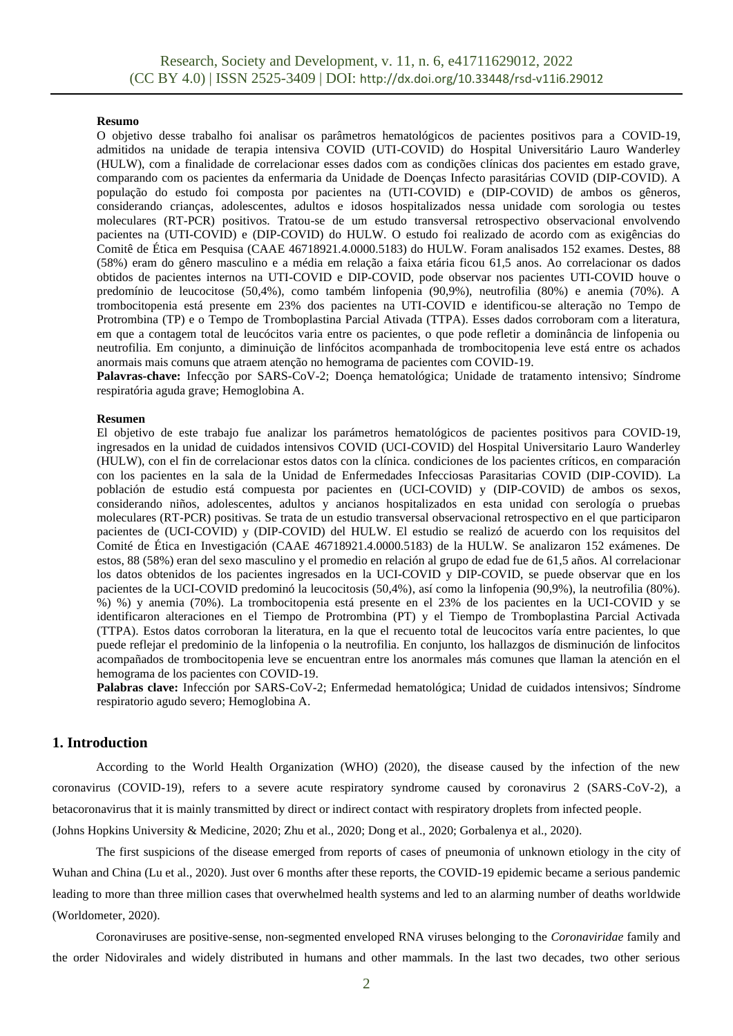**Resumo**

O objetivo desse trabalho foi analisar os parâmetros hematológicos de pacientes positivos para a COVID-19, admitidos na unidade de terapia intensiva COVID (UTI-COVID) do Hospital Universitário Lauro Wanderley (HULW), com a finalidade de correlacionar esses dados com as condições clínicas dos pacientes em estado grave, comparando com os pacientes da enfermaria da Unidade de Doenças Infecto parasitárias COVID (DIP-COVID). A população do estudo foi composta por pacientes na (UTI-COVID) e (DIP-COVID) de ambos os gêneros, considerando crianças, adolescentes, adultos e idosos hospitalizados nessa unidade com sorologia ou testes moleculares (RT-PCR) positivos. Tratou-se de um estudo transversal retrospectivo observacional envolvendo pacientes na (UTI-COVID) e (DIP-COVID) do HULW. O estudo foi realizado de acordo com as exigências do Comitê de Ética em Pesquisa (CAAE 46718921.4.0000.5183) do HULW. Foram analisados 152 exames. Destes, 88 (58%) eram do gênero masculino e a média em relação a faixa etária ficou 61,5 anos. Ao correlacionar os dados obtidos de pacientes internos na UTI-COVID e DIP-COVID, pode observar nos pacientes UTI-COVID houve o predomínio de leucocitose (50,4%), como também linfopenia (90,9%), neutrofilia (80%) e anemia (70%). A trombocitopenia está presente em 23% dos pacientes na UTI-COVID e identificou-se alteração no Tempo de Protrombina (TP) e o Tempo de Tromboplastina Parcial Ativada (TTPA). Esses dados corroboram com a literatura, em que a contagem total de leucócitos varia entre os pacientes, o que pode refletir a dominância de linfopenia ou neutrofilia. Em conjunto, a diminuição de linfócitos acompanhada de trombocitopenia leve está entre os achados anormais mais comuns que atraem atenção no hemograma de pacientes com COVID-19.

**Palavras-chave:** Infecção por SARS-CoV-2; Doença hematológica; Unidade de tratamento intensivo; Síndrome respiratória aguda grave; Hemoglobina A.

**Resumen**

El objetivo de este trabajo fue analizar los parámetros hematológicos de pacientes positivos para COVID-19, ingresados en la unidad de cuidados intensivos COVID (UCI-COVID) del Hospital Universitario Lauro Wanderley (HULW), con el fin de correlacionar estos datos con la clínica. condiciones de los pacientes críticos, en comparación con los pacientes en la sala de la Unidad de Enfermedades Infecciosas Parasitarias COVID (DIP-COVID). La población de estudio está compuesta por pacientes en (UCI-COVID) y (DIP-COVID) de ambos sexos, considerando niños, adolescentes, adultos y ancianos hospitalizados en esta unidad con serología o pruebas moleculares (RT-PCR) positivas. Se trata de un estudio transversal observacional retrospectivo en el que participaron pacientes de (UCI-COVID) y (DIP-COVID) del HULW. El estudio se realizó de acuerdo con los requisitos del Comité de Ética en Investigación (CAAE 46718921.4.0000.5183) de la HULW. Se analizaron 152 exámenes. De estos, 88 (58%) eran del sexo masculino y el promedio en relación al grupo de edad fue de 61,5 años. Al correlacionar los datos obtenidos de los pacientes ingresados en la UCI-COVID y DIP-COVID, se puede observar que en los pacientes de la UCI-COVID predominó la leucocitosis (50,4%), así como la linfopenia (90,9%), la neutrofilia (80%). %) %) y anemia (70%). La trombocitopenia está presente en el 23% de los pacientes en la UCI-COVID y se identificaron alteraciones en el Tiempo de Protrombina (PT) y el Tiempo de Tromboplastina Parcial Activada (TTPA). Estos datos corroboran la literatura, en la que el recuento total de leucocitos varía entre pacientes, lo que puede reflejar el predominio de la linfopenia o la neutrofilia. En conjunto, los hallazgos de disminución de linfocitos acompañados de trombocitopenia leve se encuentran entre los anormales más comunes que llaman la atención en el hemograma de los pacientes con COVID-19.

**Palabras clave:** Infección por SARS-CoV-2; Enfermedad hematológica; Unidad de cuidados intensivos; Síndrome respiratorio agudo severo; Hemoglobina A.

## 1. Introduction

According to the World Health Organization (WHO) (2020), the disease caused by the infection of the new coronavirus (COVID-19), refers to a severe acute respiratory syndrome caused by coronavirus 2 (SARS-CoV-2), a betacoronavirus that it is mainly transmitted by direct or indirect contact with respiratory droplets from infected people. (Johns Hopkins University & Medicine, 2020; Zhu et al., 2020; Dong et al., 2020; Gorbalenya et al., 2020).

The first suspicions of the disease emerged from reports of cases of pneumonia of unknown etiology in the city of Wuhan and China (Lu et al., 2020). Just over 6 months after these reports, the COVID-19 epidemic became a serious pandemic leading to more than three million cases that overwhelmed health systems and led to an alarming number of deaths worldwide (Worldometer, 2020).

Coronaviruses are positive-sense, non-segmented enveloped RNA viruses belonging to the *Coronaviridae* family and the order Nidovirales and widely distributed in humans and other mammals. In the last two decades, two other serious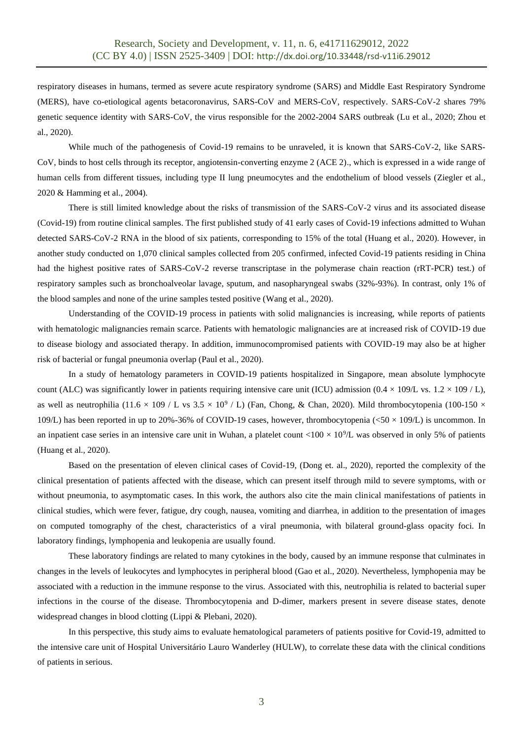respiratory diseases in humans, termed as severe acute respiratory syndrome (SARS) and Middle East Respiratory Syndrome (MERS), have co-etiological agents betacoronavirus, SARS-CoV and MERS-CoV, respectively. SARS-CoV-2 shares 79% genetic sequence identity with SARS-CoV, the virus responsible for the 2002-2004 SARS outbreak (Lu et al., 2020; Zhou et al., 2020).

While much of the pathogenesis of Covid-19 remains to be unraveled, it is known that SARS-CoV-2, like SARS-CoV, binds to host cells through its receptor, angiotensin-converting enzyme 2 (ACE 2)., which is expressed in a wide range of human cells from different tissues, including type II lung pneumocytes and the endothelium of blood vessels (Ziegler et al., 2020 & Hamming et al., 2004).

There is still limited knowledge about the risks of transmission of the SARS-CoV-2 virus and its associated disease (Covid-19) from routine clinical samples. The first published study of 41 early cases of Covid-19 infections admitted to Wuhan detected SARS-CoV-2 RNA in the blood of six patients, corresponding to 15% of the total (Huang et al., 2020). However, in another study conducted on 1,070 clinical samples collected from 205 confirmed, infected Covid-19 patients residing in China had the highest positive rates of SARS-CoV-2 reverse transcriptase in the polymerase chain reaction (rRT-PCR) test.) of respiratory samples such as bronchoalveolar lavage, sputum, and nasopharyngeal swabs (32%-93%). In contrast, only 1% of the blood samples and none of the urine samples tested positive (Wang et al., 2020).

Understanding of the COVID-19 process in patients with solid malignancies is increasing, while reports of patients with hematologic malignancies remain scarce. Patients with hematologic malignancies are at increased risk of COVID-19 due to disease biology and associated therapy. In addition, immunocompromised patients with COVID-19 may also be at higher risk of bacterial or fungal pneumonia overlap (Paul et al., 2020).

In a study of hematology parameters in COVID-19 patients hospitalized in Singapore, mean absolute lymphocyte count (ALC) was significantly lower in patients requiring intensive care unit (ICU) admission ($0.4 \times 109$/L vs. $1.2 \times 109$ / L), as well as neutrophilia ($11.6 \times 109$ / L vs $3.5 \times 10^9$ / L) (Fan, Chong, & Chan, 2020). Mild thrombocytopenia ($100\text{-}150 \times 109$/L) has been reported in up to 20%-36% of COVID-19 cases, however, thrombocytopenia ($<50 \times 109$/L) is uncommon. In an inpatient case series in an intensive care unit in Wuhan, a platelet count $<100 \times 10^9$/L was observed in only 5% of patients (Huang et al., 2020).

Based on the presentation of eleven clinical cases of Covid-19, (Dong et. al., 2020), reported the complexity of the clinical presentation of patients affected with the disease, which can present itself through mild to severe symptoms, with or without pneumonia, to asymptomatic cases. In this work, the authors also cite the main clinical manifestations of patients in clinical studies, which were fever, fatigue, dry cough, nausea, vomiting and diarrhea, in addition to the presentation of images on computed tomography of the chest, characteristics of a viral pneumonia, with bilateral ground-glass opacity foci. In laboratory findings, lymphopenia and leukopenia are usually found.

These laboratory findings are related to many cytokines in the body, caused by an immune response that culminates in changes in the levels of leukocytes and lymphocytes in peripheral blood (Gao et al., 2020). Nevertheless, lymphopenia may be associated with a reduction in the immune response to the virus. Associated with this, neutrophilia is related to bacterial super infections in the course of the disease. Thrombocytopenia and D-dimer, markers present in severe disease states, denote widespread changes in blood clotting (Lippi & Plebani, 2020).

In this perspective, this study aims to evaluate hematological parameters of patients positive for Covid-19, admitted to the intensive care unit of Hospital Universitário Lauro Wanderley (HULW), to correlate these data with the clinical conditions of patients in serious.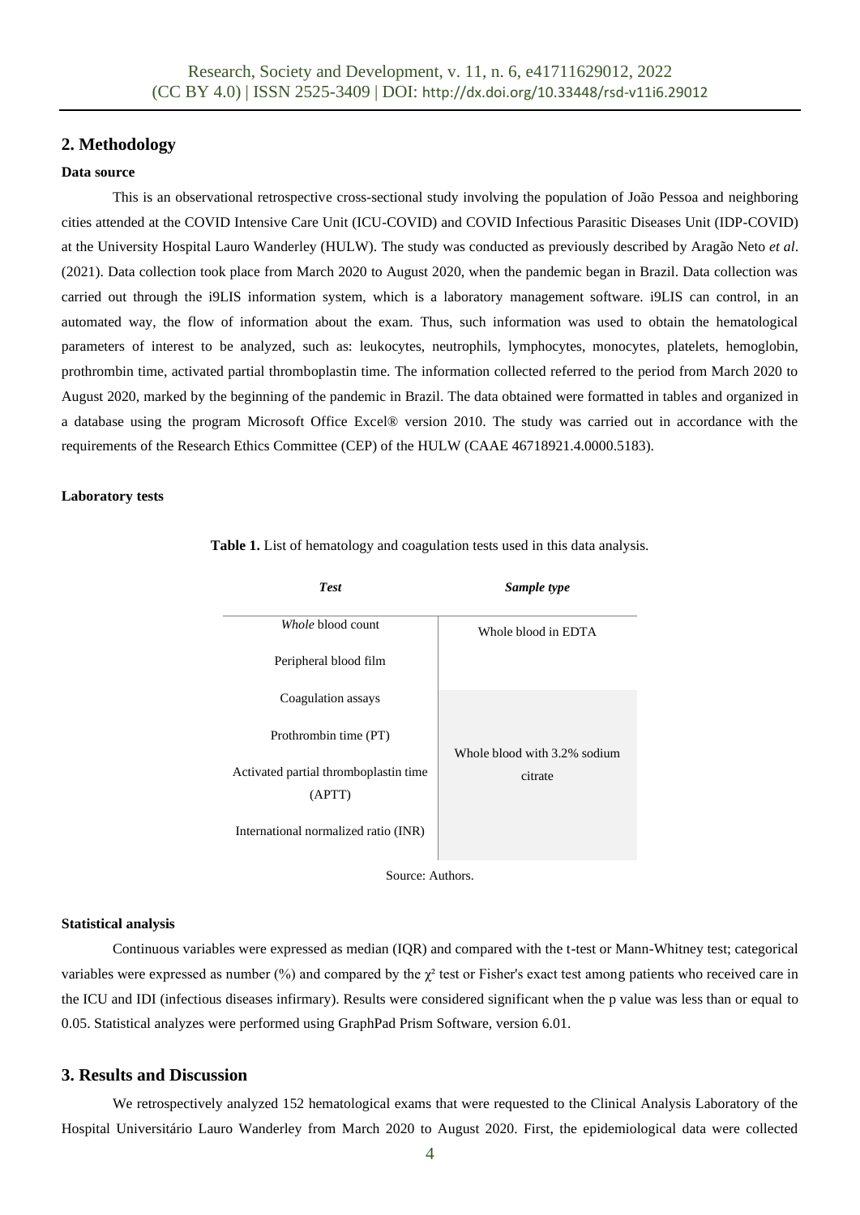## 2. Methodology

### Data source

This is an observational retrospective cross-sectional study involving the population of João Pessoa and neighboring cities attended at the COVID Intensive Care Unit (ICU-COVID) and COVID Infectious Parasitic Diseases Unit (IDP-COVID) at the University Hospital Lauro Wanderley (HULW). The study was conducted as previously described by Aragão Neto *et al*. (2021). Data collection took place from March 2020 to August 2020, when the pandemic began in Brazil. Data collection was carried out through the i9LIS information system, which is a laboratory management software. i9LIS can control, in an automated way, the flow of information about the exam. Thus, such information was used to obtain the hematological parameters of interest to be analyzed, such as: leukocytes, neutrophils, lymphocytes, monocytes, platelets, hemoglobin, prothrombin time, activated partial thromboplastin time. The information collected referred to the period from March 2020 to August 2020, marked by the beginning of the pandemic in Brazil. The data obtained were formatted in tables and organized in a database using the program Microsoft Office Excel® version 2010. The study was carried out in accordance with the requirements of the Research Ethics Committee (CEP) of the HULW (CAAE 46718921.4.0000.5183).

### Laboratory tests

**Table 1.** List of hematology and coagulation tests used in this data analysis.

| *Test* | *Sample type* |
|---|---|
| *Whole* blood count | Whole blood in EDTA |
| Peripheral blood film | |
| Coagulation assays | Whole blood with 3.2% sodium citrate |
| Prothrombin time (PT) | |
| Activated partial thromboplastin time (APTT) | |
| International normalized ratio (INR) | |

Source: Authors.

### Statistical analysis

Continuous variables were expressed as median (IQR) and compared with the t-test or Mann-Whitney test; categorical variables were expressed as number (%) and compared by the $\chi^2$ test or Fisher's exact test among patients who received care in the ICU and IDI (infectious diseases infirmary). Results were considered significant when the p value was less than or equal to 0.05. Statistical analyzes were performed using GraphPad Prism Software, version 6.01.

## 3. Results and Discussion

We retrospectively analyzed 152 hematological exams that were requested to the Clinical Analysis Laboratory of the Hospital Universitário Lauro Wanderley from March 2020 to August 2020. First, the epidemiological data were collected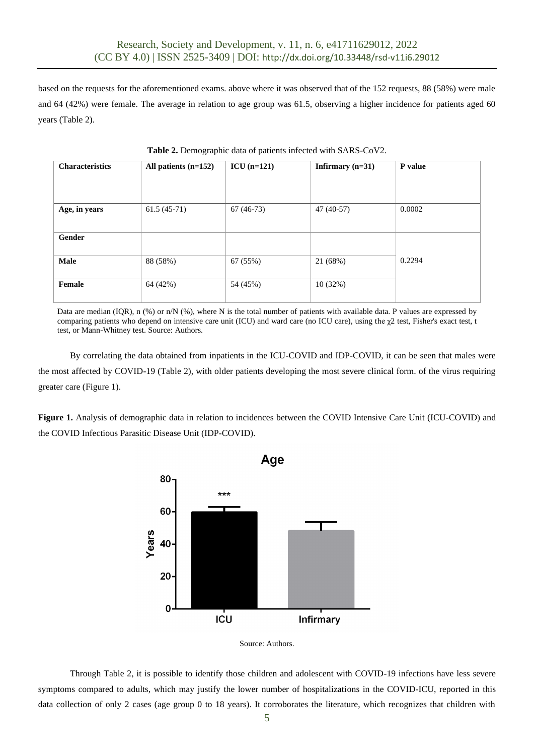based on the requests for the aforementioned exams. above where it was observed that of the 152 requests, 88 (58%) were male and 64 (42%) were female. The average in relation to age group was 61.5, observing a higher incidence for patients aged 60 years (Table 2).

**Table 2.** Demographic data of patients infected with SARS-CoV2.

| Characteristics | All patients (n=152) | ICU (n=121) | Infirmary (n=31) | P value |
|---|---|---|---|---|
| Age, in years | 61.5 (45-71) | 67 (46-73) | 47 (40-57) | 0.0002 |
| Gender | | | | |
| Male | 88 (58%) | 67 (55%) | 21 (68%) | 0.2294 |
| Female | 64 (42%) | 54 (45%) | 10 (32%) | |

Data are median (IQR), n (%) or n/N (%), where N is the total number of patients with available data. P values are expressed by comparing patients who depend on intensive care unit (ICU) and ward care (no ICU care), using the χ2 test, Fisher's exact test, t test, or Mann-Whitney test. Source: Authors.

By correlating the data obtained from inpatients in the ICU-COVID and IDP-COVID, it can be seen that males were the most affected by COVID-19 (Table 2), with older patients developing the most severe clinical form. of the virus requiring greater care (Figure 1).

**Figure 1.** Analysis of demographic data in relation to incidences between the COVID Intensive Care Unit (ICU-COVID) and the COVID Infectious Parasitic Disease Unit (IDP-COVID).

Source: Authors.

Through Table 2, it is possible to identify those children and adolescent with COVID-19 infections have less severe symptoms compared to adults, which may justify the lower number of hospitalizations in the COVID-ICU, reported in this data collection of only 2 cases (age group 0 to 18 years). It corroborates the literature, which recognizes that children with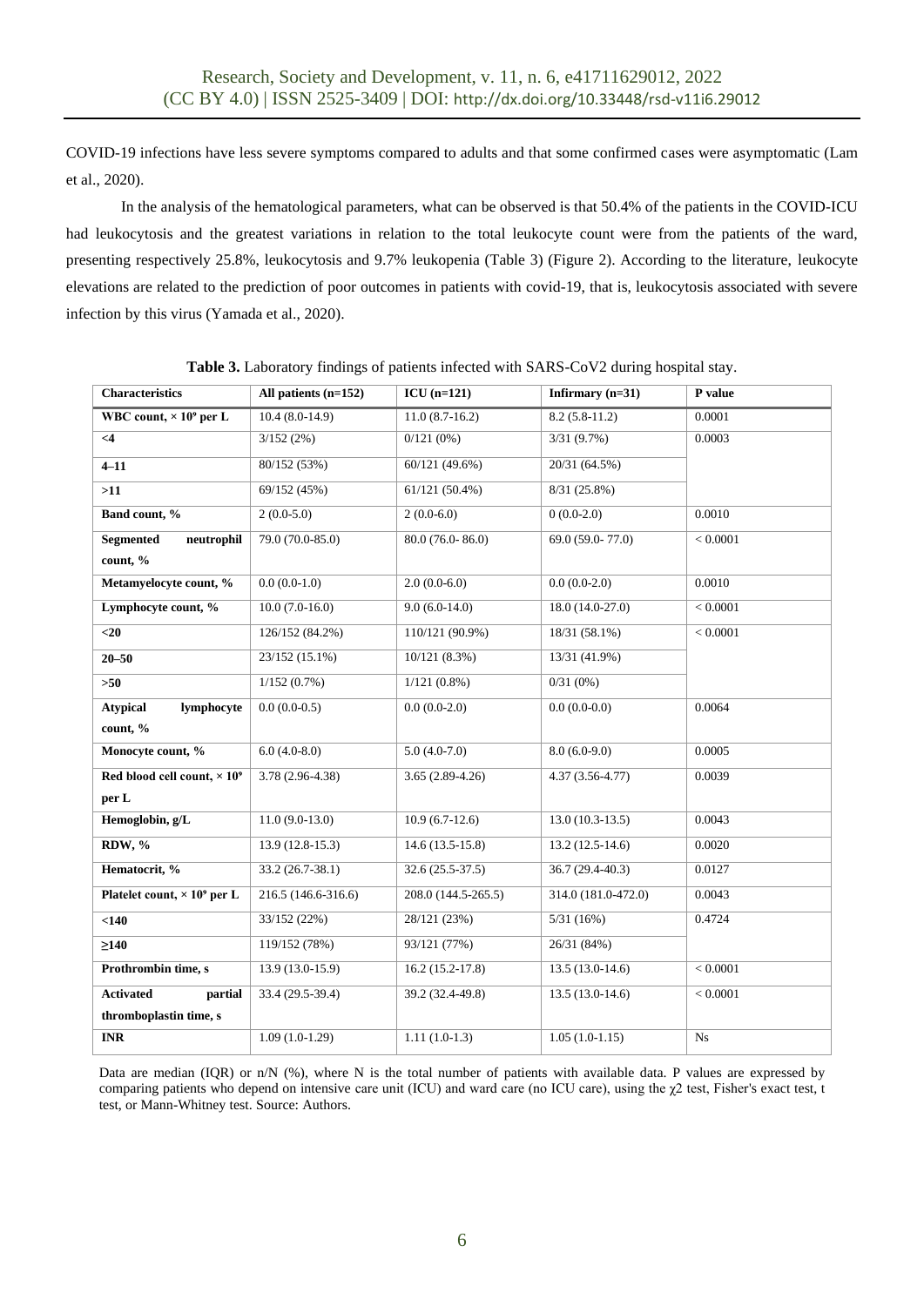COVID-19 infections have less severe symptoms compared to adults and that some confirmed cases were asymptomatic (Lam et al., 2020).

In the analysis of the hematological parameters, what can be observed is that 50.4% of the patients in the COVID-ICU had leukocytosis and the greatest variations in relation to the total leukocyte count were from the patients of the ward, presenting respectively 25.8%, leukocytosis and 9.7% leukopenia (Table 3) (Figure 2). According to the literature, leukocyte elevations are related to the prediction of poor outcomes in patients with covid-19, that is, leukocytosis associated with severe infection by this virus (Yamada et al., 2020).

**Table 3.** Laboratory findings of patients infected with SARS-CoV2 during hospital stay.

| Characteristics | All patients (n=152) | ICU (n=121) | Infirmary (n=31) | P value |
|---|---|---|---|---|
| **WBC count, × 10⁹ per L** | 10.4 (8.0-14.9) | 11.0 (8.7-16.2) | 8.2 (5.8-11.2) | 0.0001 |
| **<4** | 3/152 (2%) | 0/121 (0%) | 3/31 (9.7%) | 0.0003 |
| **4–11** | 80/152 (53%) | 60/121 (49.6%) | 20/31 (64.5%) | |
| **>11** | 69/152 (45%) | 61/121 (50.4%) | 8/31 (25.8%) | |
| **Band count, %** | 2 (0.0-5.0) | 2 (0.0-6.0) | 0 (0.0-2.0) | 0.0010 |
| **Segmented neutrophil count, %** | 79.0 (70.0-85.0) | 80.0 (76.0- 86.0) | 69.0 (59.0- 77.0) | < 0.0001 |
| **Metamyelocyte count, %** | 0.0 (0.0-1.0) | 2.0 (0.0-6.0) | 0.0 (0.0-2.0) | 0.0010 |
| **Lymphocyte count, %** | 10.0 (7.0-16.0) | 9.0 (6.0-14.0) | 18.0 (14.0-27.0) | < 0.0001 |
| **<20** | 126/152 (84.2%) | 110/121 (90.9%) | 18/31 (58.1%) | < 0.0001 |
| **20–50** | 23/152 (15.1%) | 10/121 (8.3%) | 13/31 (41.9%) | |
| **>50** | 1/152 (0.7%) | 1/121 (0.8%) | 0/31 (0%) | |
| **Atypical lymphocyte count, %** | 0.0 (0.0-0.5) | 0.0 (0.0-2.0) | 0.0 (0.0-0.0) | 0.0064 |
| **Monocyte count, %** | 6.0 (4.0-8.0) | 5.0 (4.0-7.0) | 8.0 (6.0-9.0) | 0.0005 |
| **Red blood cell count, × 10⁹ per L** | 3.78 (2.96-4.38) | 3.65 (2.89-4.26) | 4.37 (3.56-4.77) | 0.0039 |
| **Hemoglobin, g/L** | 11.0 (9.0-13.0) | 10.9 (6.7-12.6) | 13.0 (10.3-13.5) | 0.0043 |
| **RDW, %** | 13.9 (12.8-15.3) | 14.6 (13.5-15.8) | 13.2 (12.5-14.6) | 0.0020 |
| **Hematocrit, %** | 33.2 (26.7-38.1) | 32.6 (25.5-37.5) | 36.7 (29.4-40.3) | 0.0127 |
| **Platelet count, × 10⁹ per L** | 216.5 (146.6-316.6) | 208.0 (144.5-265.5) | 314.0 (181.0-472.0) | 0.0043 |
| **<140** | 33/152 (22%) | 28/121 (23%) | 5/31 (16%) | 0.4724 |
| **≥140** | 119/152 (78%) | 93/121 (77%) | 26/31 (84%) | |
| **Prothrombin time, s** | 13.9 (13.0-15.9) | 16.2 (15.2-17.8) | 13.5 (13.0-14.6) | < 0.0001 |
| **Activated partial thromboplastin time, s** | 33.4 (29.5-39.4) | 39.2 (32.4-49.8) | 13.5 (13.0-14.6) | < 0.0001 |
| **INR** | 1.09 (1.0-1.29) | 1.11 (1.0-1.3) | 1.05 (1.0-1.15) | Ns |

Data are median (IQR) or n/N (%), where N is the total number of patients with available data. P values are expressed by comparing patients who depend on intensive care unit (ICU) and ward care (no ICU care), using the $\chi 2$ test, Fisher's exact test, t test, or Mann-Whitney test. Source: Authors.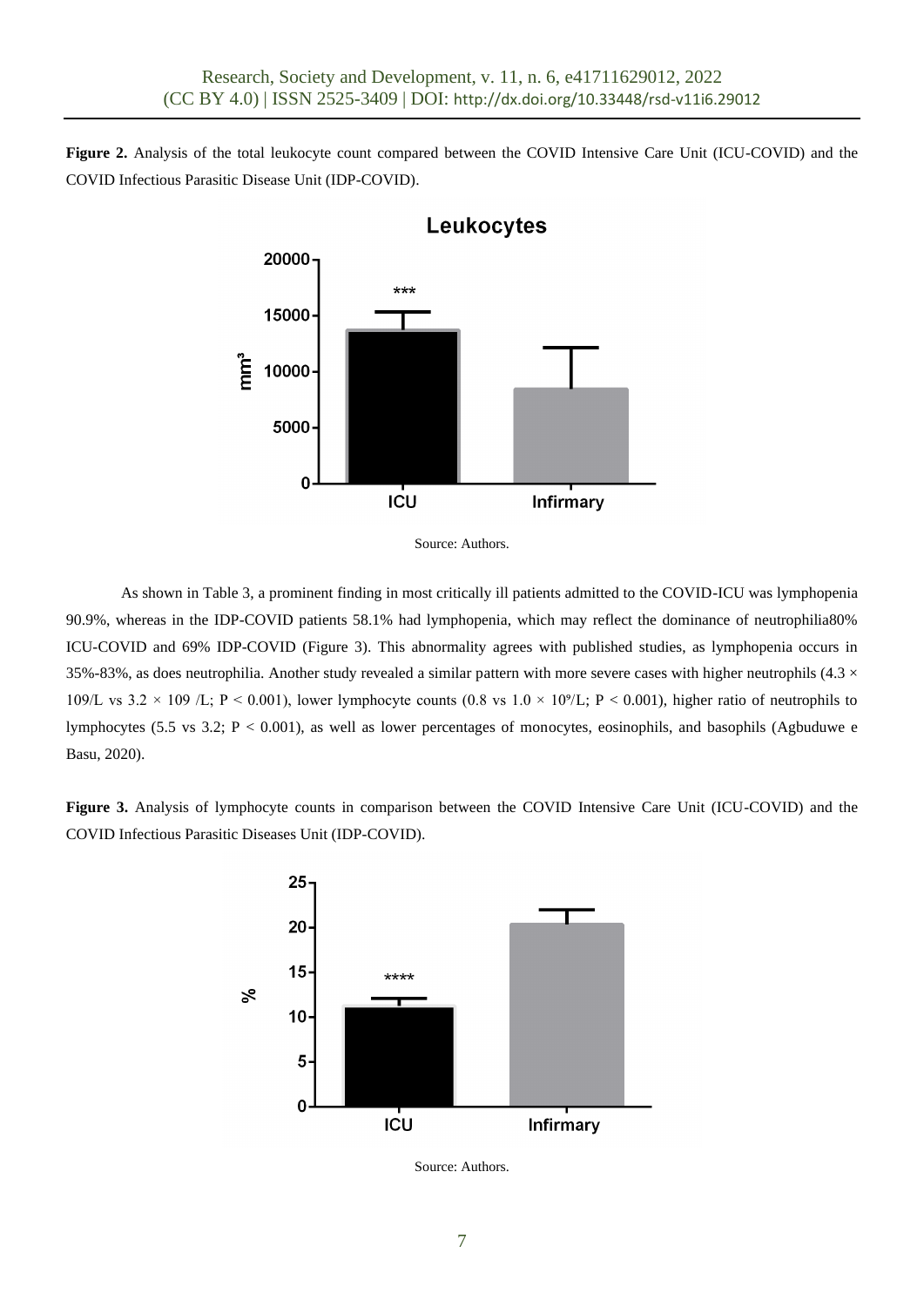**Figure 2.** Analysis of the total leukocyte count compared between the COVID Intensive Care Unit (ICU-COVID) and the COVID Infectious Parasitic Disease Unit (IDP-COVID).

Source: Authors.

As shown in Table 3, a prominent finding in most critically ill patients admitted to the COVID-ICU was lymphopenia 90.9%, whereas in the IDP-COVID patients 58.1% had lymphopenia, which may reflect the dominance of neutrophilia80% ICU-COVID and 69% IDP-COVID (Figure 3). This abnormality agrees with published studies, as lymphopenia occurs in 35%-83%, as does neutrophilia. Another study revealed a similar pattern with more severe cases with higher neutrophils ($4.3 \times 109$/L vs $3.2 \times 109$ /L; $P < 0.001$), lower lymphocyte counts ($0.8$ vs $1.0 \times 10^9$/L; $P < 0.001$), higher ratio of neutrophils to lymphocytes (5.5 vs 3.2; $P < 0.001$), as well as lower percentages of monocytes, eosinophils, and basophils (Agbuduwe e Basu, 2020).

**Figure 3.** Analysis of lymphocyte counts in comparison between the COVID Intensive Care Unit (ICU-COVID) and the COVID Infectious Parasitic Diseases Unit (IDP-COVID).

Source: Authors.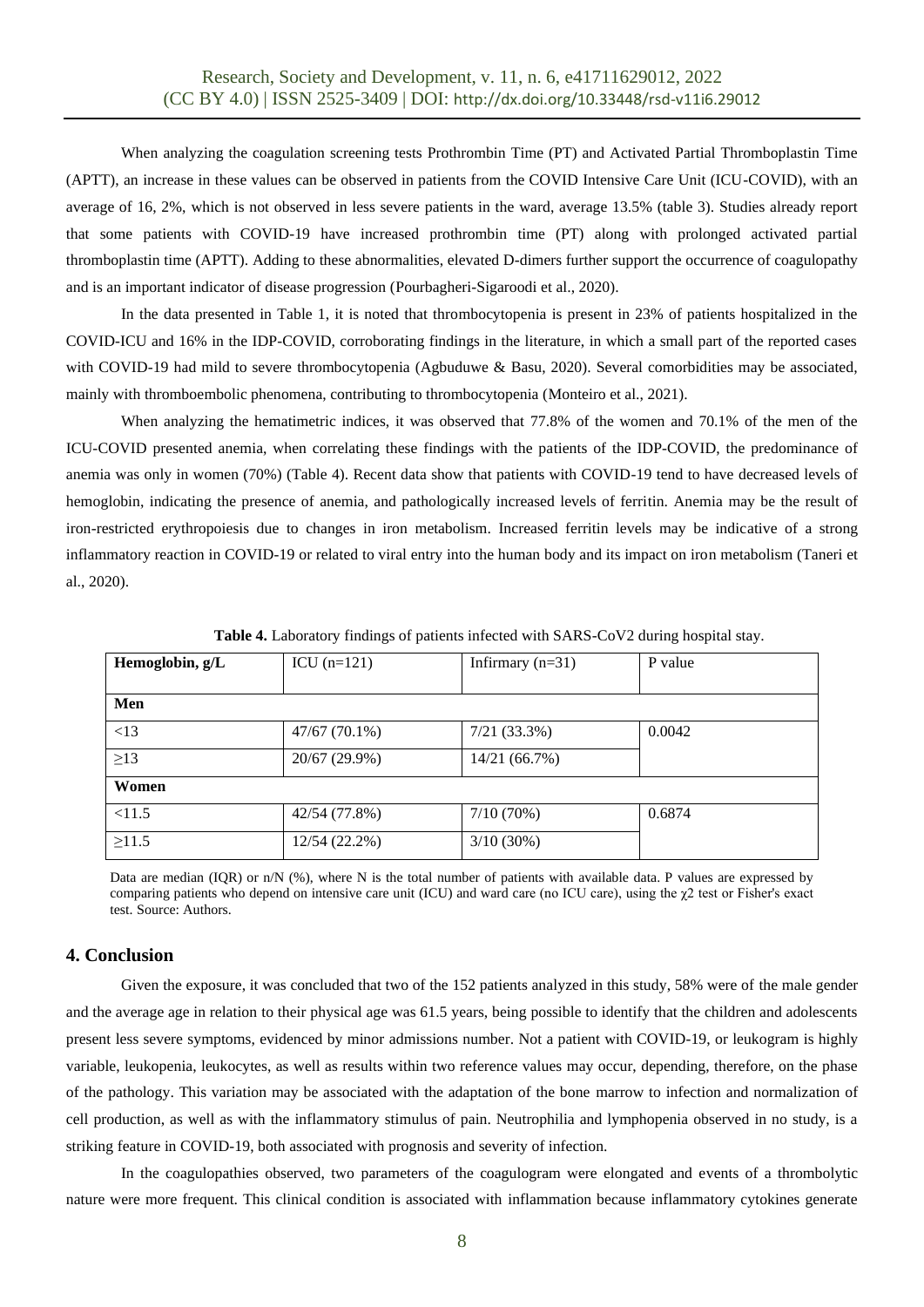When analyzing the coagulation screening tests Prothrombin Time (PT) and Activated Partial Thromboplastin Time (APTT), an increase in these values can be observed in patients from the COVID Intensive Care Unit (ICU-COVID), with an average of 16, 2%, which is not observed in less severe patients in the ward, average 13.5% (table 3). Studies already report that some patients with COVID-19 have increased prothrombin time (PT) along with prolonged activated partial thromboplastin time (APTT). Adding to these abnormalities, elevated D-dimers further support the occurrence of coagulopathy and is an important indicator of disease progression (Pourbagheri-Sigaroodi et al., 2020).

In the data presented in Table 1, it is noted that thrombocytopenia is present in 23% of patients hospitalized in the COVID-ICU and 16% in the IDP-COVID, corroborating findings in the literature, in which a small part of the reported cases with COVID-19 had mild to severe thrombocytopenia (Agbuduwe & Basu, 2020). Several comorbidities may be associated, mainly with thromboembolic phenomena, contributing to thrombocytopenia (Monteiro et al., 2021).

When analyzing the hematimetric indices, it was observed that 77.8% of the women and 70.1% of the men of the ICU-COVID presented anemia, when correlating these findings with the patients of the IDP-COVID, the predominance of anemia was only in women (70%) (Table 4). Recent data show that patients with COVID-19 tend to have decreased levels of hemoglobin, indicating the presence of anemia, and pathologically increased levels of ferritin. Anemia may be the result of iron-restricted erythropoiesis due to changes in iron metabolism. Increased ferritin levels may be indicative of a strong inflammatory reaction in COVID-19 or related to viral entry into the human body and its impact on iron metabolism (Taneri et al., 2020).

**Table 4.** Laboratory findings of patients infected with SARS-CoV2 during hospital stay.

| Hemoglobin, g/L | ICU (n=121) | Infirmary (n=31) | P value |
|---|---|---|---|
| **Men** | | | |
| <13 | 47/67 (70.1%) | 7/21 (33.3%) | 0.0042 |
| ≥13 | 20/67 (29.9%) | 14/21 (66.7%) | |
| **Women** | | | |
| <11.5 | 42/54 (77.8%) | 7/10 (70%) | 0.6874 |
| ≥11.5 | 12/54 (22.2%) | 3/10 (30%) | |

Data are median (IQR) or n/N (%), where N is the total number of patients with available data. P values are expressed by comparing patients who depend on intensive care unit (ICU) and ward care (no ICU care), using the $\chi 2$ test or Fisher's exact test. Source: Authors.

## 4. Conclusion

Given the exposure, it was concluded that two of the 152 patients analyzed in this study, 58% were of the male gender and the average age in relation to their physical age was 61.5 years, being possible to identify that the children and adolescents present less severe symptoms, evidenced by minor admissions number. Not a patient with COVID-19, or leukogram is highly variable, leukopenia, leukocytes, as well as results within two reference values may occur, depending, therefore, on the phase of the pathology. This variation may be associated with the adaptation of the bone marrow to infection and normalization of cell production, as well as with the inflammatory stimulus of pain. Neutrophilia and lymphopenia observed in no study, is a striking feature in COVID-19, both associated with prognosis and severity of infection.

In the coagulopathies observed, two parameters of the coagulogram were elongated and events of a thrombolytic nature were more frequent. This clinical condition is associated with inflammation because inflammatory cytokines generate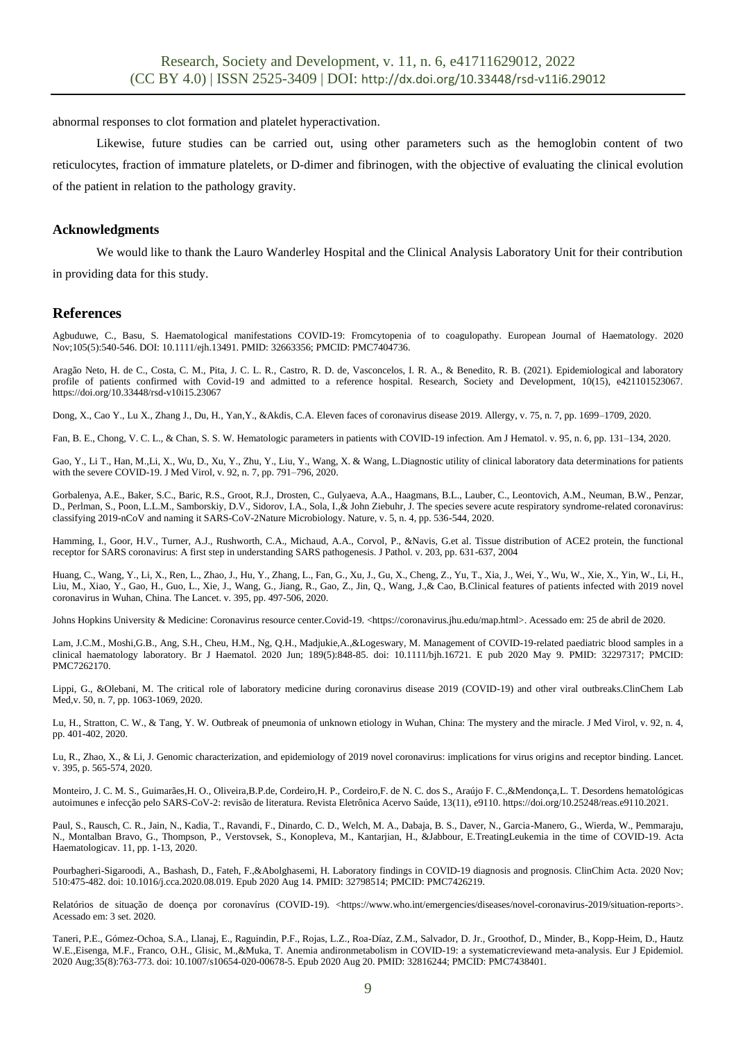abnormal responses to clot formation and platelet hyperactivation.

Likewise, future studies can be carried out, using other parameters such as the hemoglobin content of two reticulocytes, fraction of immature platelets, or D-dimer and fibrinogen, with the objective of evaluating the clinical evolution of the patient in relation to the pathology gravity.

### Acknowledgments

We would like to thank the Lauro Wanderley Hospital and the Clinical Analysis Laboratory Unit for their contribution in providing data for this study.

## References

Agbuduwe, C., Basu, S. Haematological manifestations COVID-19: Fromcytopenia of to coagulopathy. European Journal of Haematology. 2020 Nov;105(5):540-546. DOI: 10.1111/ejh.13491. PMID: 32663356; PMCID: PMC7404736.

Aragão Neto, H. de C., Costa, C. M., Pita, J. C. L. R., Castro, R. D. de, Vasconcelos, I. R. A., & Benedito, R. B. (2021). Epidemiological and laboratory profile of patients confirmed with Covid-19 and admitted to a reference hospital. Research, Society and Development, 10(15), e421101523067. https://doi.org/10.33448/rsd-v10i15.23067

Dong, X., Cao Y., Lu X., Zhang J., Du, H., Yan,Y., &Akdis, C.A. Eleven faces of coronavirus disease 2019. Allergy, v. 75, n. 7, pp. 1699–1709, 2020.

Fan, B. E., Chong, V. C. L., & Chan, S. S. W. Hematologic parameters in patients with COVID-19 infection. Am J Hematol. v. 95, n. 6, pp. 131–134, 2020.

Gao, Y., Li T., Han, M.,Li, X., Wu, D., Xu, Y., Zhu, Y., Liu, Y., Wang, X. & Wang, L.Diagnostic utility of clinical laboratory data determinations for patients with the severe COVID-19. J Med Virol, v. 92, n. 7, pp. 791–796, 2020.

Gorbalenya, A.E., Baker, S.C., Baric, R.S., Groot, R.J., Drosten, C., Gulyaeva, A.A., Haagmans, B.L., Lauber, C., Leontovich, A.M., Neuman, B.W., Penzar, D., Perlman, S., Poon, L.L.M., Samborskiy, D.V., Sidorov, I.A., Sola, I.,& John Ziebuhr, J. The species severe acute respiratory syndrome-related coronavirus: classifying 2019-nCoV and naming it SARS-CoV-2Nature Microbiology. Nature, v. 5, n. 4, pp. 536-544, 2020.

Hamming, I., Goor, H.V., Turner, A.J., Rushworth, C.A., Michaud, A.A., Corvol, P., &Navis, G.et al. Tissue distribution of ACE2 protein, the functional receptor for SARS coronavirus: A first step in understanding SARS pathogenesis. J Pathol. v. 203, pp. 631-637, 2004

Huang, C., Wang, Y., Li, X., Ren, L., Zhao, J., Hu, Y., Zhang, L., Fan, G., Xu, J., Gu, X., Cheng, Z., Yu, T., Xia, J., Wei, Y., Wu, W., Xie, X., Yin, W., Li, H., Liu, M., Xiao, Y., Gao, H., Guo, L., Xie, J., Wang, G., Jiang, R., Gao, Z., Jin, Q., Wang, J.,& Cao, B.Clinical features of patients infected with 2019 novel coronavirus in Wuhan, China. The Lancet. v. 395, pp. 497-506, 2020.

Johns Hopkins University & Medicine: Coronavirus resource center.Covid-19. <https://coronavirus.jhu.edu/map.html>. Acessado em: 25 de abril de 2020.

Lam, J.C.M., Moshi,G.B., Ang, S.H., Cheu, H.M., Ng, Q.H., Madjukie,A.,&Logeswary, M. Management of COVID-19-related paediatric blood samples in a clinical haematology laboratory. Br J Haematol. 2020 Jun; 189(5):848-85. doi: 10.1111/bjh.16721. E pub 2020 May 9. PMID: 32297317; PMCID: PMC7262170.

Lippi, G., &Olebani, M. The critical role of laboratory medicine during coronavirus disease 2019 (COVID-19) and other viral outbreaks.ClinChem Lab Med,v. 50, n. 7, pp. 1063-1069, 2020.

Lu, H., Stratton, C. W., & Tang, Y. W. Outbreak of pneumonia of unknown etiology in Wuhan, China: The mystery and the miracle. J Med Virol, v. 92, n. 4, pp. 401-402, 2020.

Lu, R., Zhao, X., & Li, J. Genomic characterization, and epidemiology of 2019 novel coronavirus: implications for virus origins and receptor binding. Lancet. v. 395, p. 565-574, 2020.

Monteiro, J. C. M. S., Guimarães,H. O., Oliveira,B.P.de, Cordeiro,H. P., Cordeiro,F. de N. C. dos S., Araújo F. C.,&Mendonça,L. T. Desordens hematológicas autoimunes e infecção pelo SARS-CoV-2: revisão de literatura. Revista Eletrônica Acervo Saúde, 13(11), e9110. https://doi.org/10.25248/reas.e9110.2021.

Paul, S., Rausch, C. R., Jain, N., Kadia, T., Ravandi, F., Dinardo, C. D., Welch, M. A., Dabaja, B. S., Daver, N., Garcia-Manero, G., Wierda, W., Pemmaraju, N., Montalban Bravo, G., Thompson, P., Verstovsek, S., Konopleva, M., Kantarjian, H., &Jabbour, E.TreatingLeukemia in the time of COVID-19. Acta Haematologicav. 11, pp. 1-13, 2020.

Pourbagheri-Sigaroodi, A., Bashash, D., Fateh, F.,&Abolghasemi, H. Laboratory findings in COVID-19 diagnosis and prognosis. ClinChim Acta. 2020 Nov; 510:475-482. doi: 10.1016/j.cca.2020.08.019. Epub 2020 Aug 14. PMID: 32798514; PMCID: PMC7426219.

Relatórios de situação de doença por coronavírus (COVID-19). <https://www.who.int/emergencies/diseases/novel-coronavirus-2019/situation-reports>. Acessado em: 3 set. 2020.

Taneri, P.E., Gómez-Ochoa, S.A., Llanaj, E., Raguindin, P.F., Rojas, L.Z., Roa-Díaz, Z.M., Salvador, D. Jr., Groothof, D., Minder, B., Kopp-Heim, D., Hautz W.E.,Eisenga, M.F., Franco, O.H., Glisic, M.,&Muka, T. Anemia andironmetabolism in COVID-19: a systematicreviewand meta-analysis. Eur J Epidemiol. 2020 Aug;35(8):763-773. doi: 10.1007/s10654-020-00678-5. Epub 2020 Aug 20. PMID: 32816244; PMCID: PMC7438401.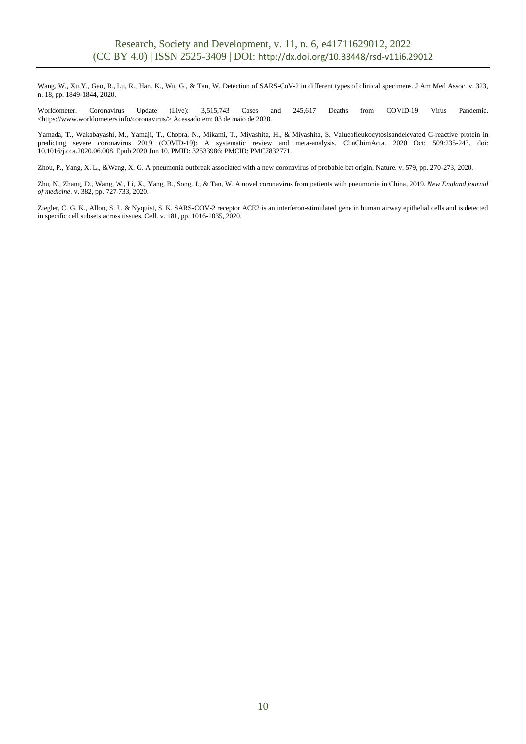Wang, W., Xu,Y., Gao, R., Lu, R., Han, K., Wu, G., & Tan, W. Detection of SARS-CoV-2 in different types of clinical specimens. J Am Med Assoc. v. 323, n. 18, pp. 1849-1844, 2020.

Worldometer. Coronavirus Update (Live): 3,515,743 Cases and 245,617 Deaths from COVID-19 Virus Pandemic. <https://www.worldometers.info/coronavirus/> Acessado em: 03 de maio de 2020.

Yamada, T., Wakabayashi, M., Yamaji, T., Chopra, N., Mikami, T., Miyashita, H., & Miyashita, S. Valueofleukocytosisandelevated C-reactive protein in predicting severe coronavirus 2019 (COVID-19): A systematic review and meta-analysis. ClinChimActa. 2020 Oct; 509:235-243. doi: 10.1016/j.cca.2020.06.008. Epub 2020 Jun 10. PMID: 32533986; PMCID: PMC7832771.

Zhou, P., Yang, X. L., &Wang, X. G. A pneumonia outbreak associated with a new coronavirus of probable bat origin. Nature. v. 579, pp. 270-273, 2020.

Zhu, N., Zhang, D., Wang, W., Li, X., Yang, B., Song, J., & Tan, W. A novel coronavirus from patients with pneumonia in China, 2019. *New England journal of medicine*. v. 382, pp. 727-733, 2020.

Ziegler, C. G. K., Allon, S. J., & Nyquist, S. K. SARS-COV-2 receptor ACE2 is an interferon-stimulated gene in human airway epithelial cells and is detected in specific cell subsets across tissues. Cell. v. 181, pp. 1016-1035, 2020.